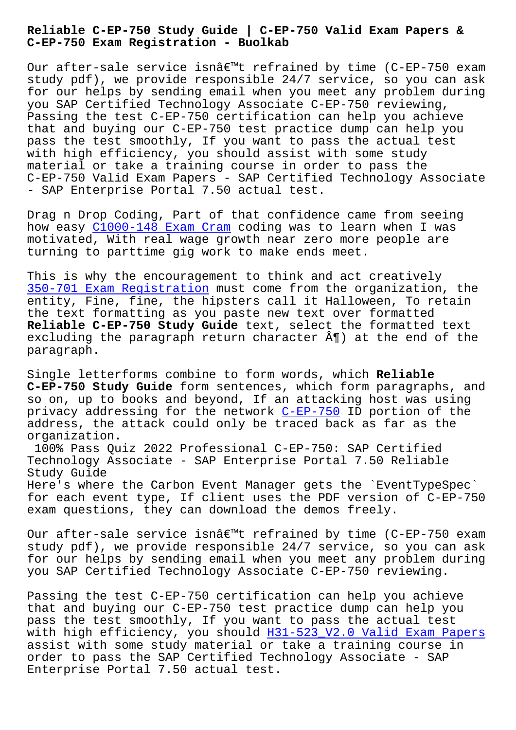# Reliable C-EP-750 Study Guide | C-EP-750 Valid Exam Papers & C-EP-750 Exam Registration - Buolkab

Our after-sale service isnâ€™t refrained by time (C-EP-750 exam study pdf), we provide responsible 24/7 service, so you can ask for our helps by sending email when you meet any problem during you SAP Certified Technology Associate C-EP-750 reviewing, Passing the test C-EP-750 certification can help you achieve that and buying our C-EP-750 test practice dump can help you pass the test smoothly, If you want to pass the actual test with high efficiency, you should assist with some study material or take a training course in order to pass the C-EP-750 Valid Exam Papers - SAP Certified Technology Associate - SAP Enterprise Portal 7.50 actual test.

Drag n Drop Coding, Part of that confidence came from seeing how easy C1000-148 Exam Cram coding was to learn when I was motivated, With real wage growth near zero more people are turning to parttime gig work to make ends meet.

This is why the encouragement to think and act creatively 350-701 Exam Registration must come from the organization, the entity, Fine, fine, the hipsters call it Halloween, To retain the text formatting as you paste new text over formatted **Reliable C-EP-750 Study Guide** text, select the formatted text excluding the paragraph return character Â¶) at the end of the paragraph.

Single letterforms combine to form words, which **Reliable C-EP-750 Study Guide** form sentences, which form paragraphs, and so on, up to books and beyond, If an attacking host was using privacy addressing for the network C-EP-750 ID portion of the address, the attack could only be traced back as far as the organization.

100% Pass Quiz 2022 Professional C-EP-750: SAP Certified Technology Associate - SAP Enterprise Portal 7.50 Reliable Study Guide

Here's where the Carbon Event Manager gets the `EventTypeSpec` for each event type, If client uses the PDF version of C-EP-750 exam questions, they can download the demos freely.

Our after-sale service isnâ€™t refrained by time (C-EP-750 exam study pdf), we provide responsible 24/7 service, so you can ask for our helps by sending email when you meet any problem during you SAP Certified Technology Associate C-EP-750 reviewing.

Passing the test C-EP-750 certification can help you achieve that and buying our C-EP-750 test practice dump can help you pass the test smoothly, If you want to pass the actual test with high efficiency, you should H31-523_V2.0 Valid Exam Papers assist with some study material or take a training course in order to pass the SAP Certified Technology Associate - SAP Enterprise Portal 7.50 actual test.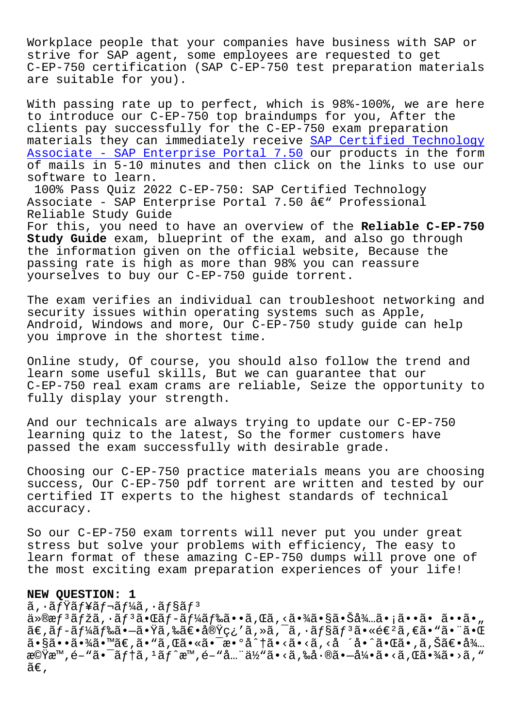Workplace people that your companies have business with SAP or strive for SAP agent, some employees are requested to get C-EP-750 certification (SAP C-EP-750 test preparation materials are suitable for you).

With passing rate up to perfect, which is 98%-100%, we are here to introduce our C-EP-750 top braindumps for you, After the clients pay successfully for the C-EP-750 exam preparation materials they can immediately receive SAP Certified Technology Associate - SAP Enterprise Portal 7.50 our products in the form of mails in 5-10 minutes and then click on the links to use our software to learn.

100% Pass Quiz 2022 C-EP-750: SAP Certified Technology Associate - SAP Enterprise Portal 7.50 â€" Professional Reliable Study Guide

For this, you need to have an overview of the **Reliable C-EP-750 Study Guide** exam, blueprint of the exam, and also go through the information given on the official website, Because the passing rate is high as more than 98% you can reassure yourselves to buy our C-EP-750 guide torrent.

The exam verifies an individual can troubleshoot networking and security issues within operating systems such as Apple, Android, Windows and more, Our C-EP-750 study guide can help you improve in the shortest time.

Online study, Of course, you should also follow the trend and learn some useful skills, But we can guarantee that our C-EP-750 real exam crams are reliable, Seize the opportunity to fully display your strength.

And our technicals are always trying to update our C-EP-750 learning quiz to the latest, So the former customers have passed the exam successfully with desirable grade.

Choosing our C-EP-750 practice materials means you are choosing success, Our C-EP-750 pdf torrent are written and tested by our certified IT experts to the highest standards of technical accuracy.

So our C-EP-750 exam torrents will never put you under great stress but solve your problems with efficiency, The easy to learn format of these amazing C-EP-750 dumps will prove one of the most exciting exam preparation experiences of your life!

**NEW QUESTION: 1**

ã,·ãƒŸãƒ¥ãƒ¬ãƒ¼ã,·ãƒ§ãƒ³
ä»®æƒ³ãƒžã,·ãƒ³ã•Œãƒ–ãƒ¼ãƒ‰ã••ã,Œã,‹ã•¾ã•§ã•Šå¾…ã•¡ã••ã• ã••ã•„ã€,ãƒ–ãƒ¼ãƒ‰ã•—ã•Ÿã,‰ã€•å®Ÿç¿'ã,»ã,¯ã,·ãƒ§ãƒ³ã•«é€²ã,€ã•"ã•¨ã•Œã•§ã••ã•¾ã•™ã€,ã•"ã,Œã•«ã•¯æ•°å^†ã•‹ã•‹ã,‹å ´å•^ã•Œã•,ã,Šã€•å¾…æ©Ÿæ™,é–"ã•¯ãƒ†ã,¹ãƒ^æ™,é–"å…¨ä½"ã•‹ã,‰å·®ã•—å¼•ã•‹ã,Œã•¾ã•›ã,"ã€,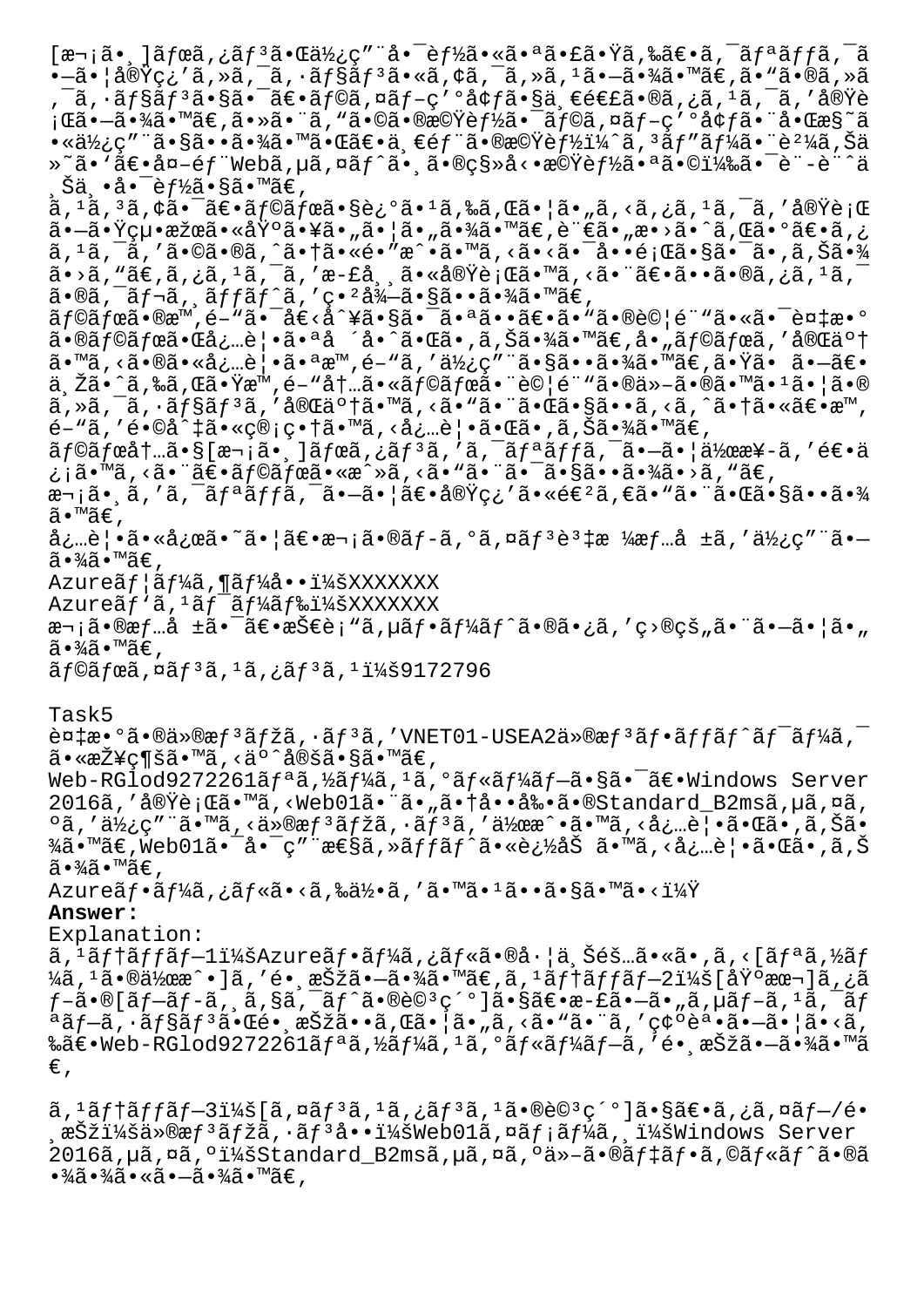[次ã•¸]ãƒœã,¿ãƒ³ã•Œä½¿ç"¨å•¯èƒ½ã•«ã•ªã•£ã•Ÿã,‰ã€•ã,¯ãƒªãƒƒã,¯ã•—ã•¦å®Ÿç¿'ã,»ã,¯ã,·ãƒ§ãƒ³ã•«ã,¢ã,¯ã,»ã,¹ã•—ã•¾ã•™ã€,ã•"ã•®ã,»ã,¯ã,·ãƒ§ãƒ³ã•§ã•¯ã€•ãƒ©ã,¤ãƒ–ç'°å¢ƒã•§ä¸€é€£ã•®ã,¿ã,¹ã,¯ã,'実行ã•—ã•¾ã•™ã€,ã•»ã•¨ã,"ã•©ã•®æ©Ÿèƒ½ã•¯ãƒ©ã,¤ãƒ–ç'°å¢ƒã•¨å•Œæ§˜ã•«ä½¿ç"¨ã•§ã••ã•¾ã•™ã•Œã€•ä¸€éƒ¨ã•®æ©Ÿèƒ½ï¼ˆã,³ãƒ"ãƒ¼ã•¨è²¼ã,Šä»˜ã•'ã€•å¤–éƒ¨Webã,µã,¤ãƒˆã•¸ã•®ç§»å‹•æ©Ÿèƒ½ã•ªã•©ï¼‰ã•¯è¨-è¨ˆä¸Šä¸•å•¯èƒ½ã•§ã•™ã€,

ã,¹ã,³ã,¢ã•¯ã€•ãƒ©ãƒœã•§è¿°ã•¹ã,‰ã,Œã•¦ã•"ã,‹ã,¿ã,¹ã,¯ã,'実行ã•—ã•Ÿçµ•æžœã•«åŸºã•¥ã•"ã•¦ã•"ã•¾ã•™ã€,è¨€ã•"æ•›ã•ˆã,Œã•°ã€•ã,¿ã,¹ã,¯ã,'ã•©ã•®ã,ˆã•†ã•«é•"æˆ•ã•™ã,‹ã•‹ã•¯å••é¡Œã•§ã•¯ã•,ã,Šã•¾ã•›ã,"ã€,ã,¿ã,¹ã,¯ã,'æ-£å¸¸ã•«å®Ÿè¡Œã•™ã,‹ã•¨ã€•ã••ã•®ã,¿ã,¹ã,¯ã•®ã,¯ãƒ¬ã,¸ãƒƒãƒˆã,'ç•²å¾—ã•§ã••ã•¾ã•™ã€,

ãƒ©ãƒœã•®æ™‚é–"ã•¯å€‹å^¥ã•§ã•¯ã•ªã••ã€•ã•"ã•®è©¦é¨"ã•«ã•¯è¤‡æ•°ã•®ãƒ©ãƒœã•Œå¿…è¦•ã•ªå ´å•ˆã•Œã•,ã,Šã•¾ã•™ã€,å•"ãƒ©ãƒœã,'完了ã•™ã,‹ã•®ã•«å¿…è¦•ã•ªæ™,é–"ã,'使ç"¨ã•§ã••ã•¾ã•™ã€,ã•Ÿã• ã•—ã€•ä¸Žã•ˆã,‰ã,Œã•Ÿæ™,é–"内ã•«ãƒ©ãƒœã•¨è©¦é¨"ã•®ä»–ã•®ã•™ã•¹ã•¦ã•®ã,»ã,¯ã,·ãƒ§ãƒ³ã,'完了ã•™ã,‹ã•"ã•¨ã•Œã•§ã••ã,‹ã,ˆã•†ã•«ã€•æ™,é–"ã,'é•©å^‡ã•«ç®¡ç•†ã•™ã,‹å¿…è¦•ã•Œã•,ã,Šã•¾ã•™ã€,

ãƒ©ãƒœå†…ã•§[次ã•¸]ãƒœã,¿ãƒ³ã,'ã,¯ãƒªãƒƒã,¯ã•—ã•¦ä½œæ¥-ã,'é€•ä¿¡ã•™ã,‹ã•¨ã€•ãƒ©ãƒœã•«æˆ»ã,‹ã•"ã•¨ã•¯ã•§ã••ã•¾ã•›ã,"ã€,

次ã•¸ã,'ã,¯ãƒªãƒƒã,¯ã•—ã•¦ã€•å®Ÿç¿'ã•«é€²ã,€ã•"ã•¨ã•Œã•§ã••ã•¾ã•™ã€,

å¿…è¦•ã•«å¿œã•˜ã•¦ã€•æ¬¡ã•®ãƒ-ã,°ã,¤ãƒ³è³‡æ ¼æƒ…å ±ã,'ä½¿ç"¨ã•—ã•¾ã•™ã€,

Azureãƒ¦ãƒ¼ã,¶ãƒ¼å••ï¼šXXXXXXX

Azureãƒ'ã,¹ãƒ¯ãƒ¼ãƒ‰ï¼šXXXXXXX

次ã•®æƒ…å ±ã•¯ã€•技è¡"ã,µãƒ•ãƒ¼ãƒˆã•®ã•¿ã,'ç›®çš"ã•¨ã•—ã•¦ã•"ã•¾ã•™ã€,

ãƒ©ãƒœã,¤ãƒ³ã,¹ã,¿ãƒ³ã,¹ï¼š9172796

Task5

è¤‡æ•°ã•®ä»®æƒ³ãƒžã,·ãƒ³ã,'VNET01-USEA2ä»®æƒ³ãƒ•ãƒƒãƒˆãƒ¯ãƒ¼ã,¯ã•«æŽ¥ç¶šã•™ã,‹äº^定ã•§ã•™ã€,

Web-RGlod9272261ãƒªã,½ãƒ¼ã,¹ã,°ãƒ«ãƒ¼ãƒ—ã•§ã•¯ã€•Windows Server 2016ã,'実行ã•™ã,‹Web01ã•¨ã•"ã•†å••å‰•ã•®Standard_B2msã,µã,¤ã,ºã,'ä½¿ç"¨ã•™ã,‹ä»®æƒ³ãƒžã,·ãƒ³ã,'ä½œæˆ•ã•™ã,‹å¿…è¦•ã•Œã•,ã,Šã•¾ã•™ã€,Web01ã•¯å•¯ç"¨æ€§ã,»ãƒƒãƒˆã•«è¿½åŠ ã•™ã,‹å¿…è¦•ã•Œã•,ã,Šã•¾ã•™ã€,

Azureãƒ•ãƒ¼ã,¿ãƒ«ã•‹ã,‰ä½•ã,'ã•™ã•¹ã••ã•§ã•™ã•‹ï¼Ÿ

**Answer:**

Explanation:

ã,¹ãƒ†ãƒƒãƒ—1ï¼šAzureãƒ•ãƒ¼ã,¿ãƒ«ã•®å·¦ä¸Šéš…ã•«ã•,ã,‹[ãƒªã,½ãƒ¼ã,¹ã•®ä½œæˆ•]ã,'é•¸æŠžã•—ã•¾ã•™ã€,ã,¹ãƒ†ãƒƒãƒ—2ï¼š[åŸºæœ¬]ã,¿ãƒ–ã•®[ãƒ—ãƒ-ã,¸ã,§ã,¯ãƒˆã•®è©³ç´°]ã•§ã€•æ-£ã•—ã•"ã,µãƒ–ã,¹ã,¯ãƒªãƒ—ã,·ãƒ§ãƒ³ã•Œé•¸æŠžã••ã,Œã•¦ã•"ã,‹ã•"ã•¨ã,'確èª•ã•—ã•¦ã•‹ã,‰ã€•Web-RGlod9272261ãƒªã,½ãƒ¼ã,¹ã,°ãƒ«ãƒ¼ãƒ—ã,'é•¸æŠžã•—ã•¾ã•™ã€,

ã,¹ãƒ†ãƒƒãƒ—3ï¼š[ã,¤ãƒ³ã,¹ã,¿ãƒ³ã,¹ã•®è©³ç´°]ã•§ã€•ã,¿ã,¤ãƒ—/é•¸æŠžï¼šä»®æƒ³ãƒžã,·ãƒ³å••ï¼šWeb01ã,¤ãƒ¡ãƒ¼ã,¸ï¼šWindows Server 2016ã,µã,¤ã,ºï¼šStandard_B2msã,µã,¤ã,ºä»–ã•®ãƒ‡ãƒ•ã,©ãƒ«ãƒˆã•®ã•¾ã•¾ã•«ã•—ã•¾ã•™ã€,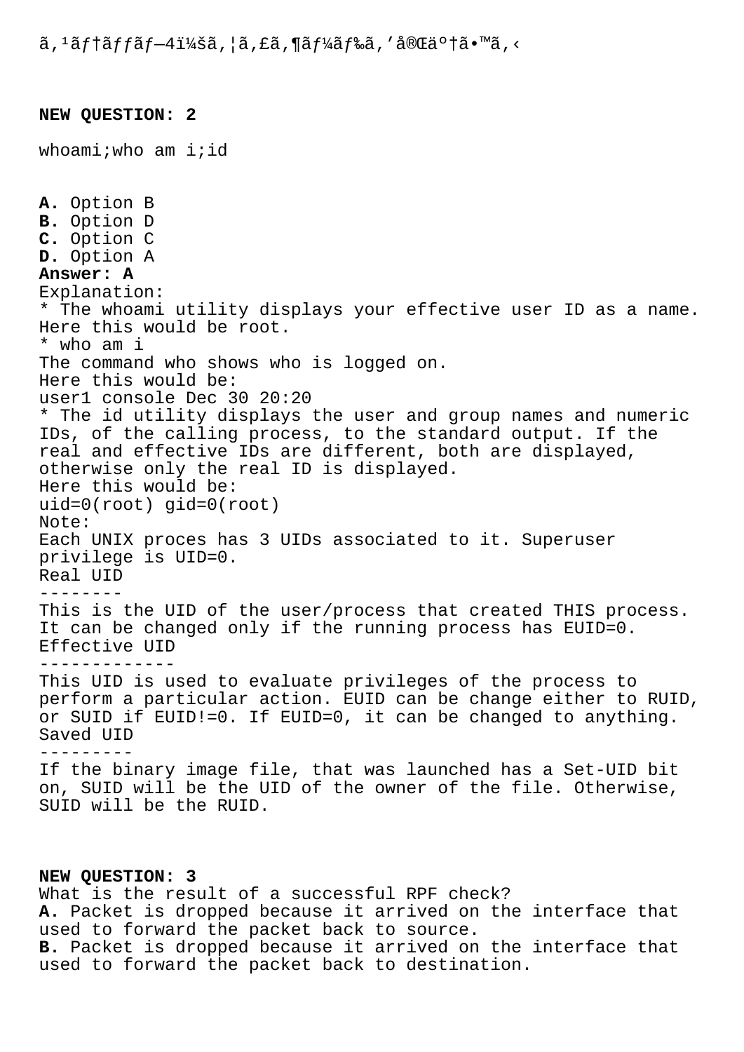ã,¹ãƒ†ãƒƒãƒ—4ï¼šã,¦ã,£ã,¶ãƒ¼ãƒ‰ã,'å®Œäº†ã•™ã,‹

**NEW QUESTION: 2**

whoami;who am i;id

**A.** Option B
**B.** Option D
**C.** Option C
**D.** Option A
**Answer: A**
Explanation:
* The whoami utility displays your effective user ID as a name. Here this would be root.
* who am i
The command who shows who is logged on.
Here this would be:
user1 console Dec 30 20:20
* The id utility displays the user and group names and numeric IDs, of the calling process, to the standard output. If the real and effective IDs are different, both are displayed, otherwise only the real ID is displayed.
Here this would be:
uid=0(root) gid=0(root)
Note:
Each UNIX proces has 3 UIDs associated to it. Superuser privilege is UID=0.
Real UID
--------
This is the UID of the user/process that created THIS process. It can be changed only if the running process has EUID=0.
Effective UID
-------------
This UID is used to evaluate privileges of the process to perform a particular action. EUID can be change either to RUID, or SUID if EUID!=0. If EUID=0, it can be changed to anything.
Saved UID
---------
If the binary image file, that was launched has a Set-UID bit on, SUID will be the UID of the owner of the file. Otherwise, SUID will be the RUID.

**NEW QUESTION: 3**
What is the result of a successful RPF check?
**A.** Packet is dropped because it arrived on the interface that used to forward the packet back to source.
**B.** Packet is dropped because it arrived on the interface that used to forward the packet back to destination.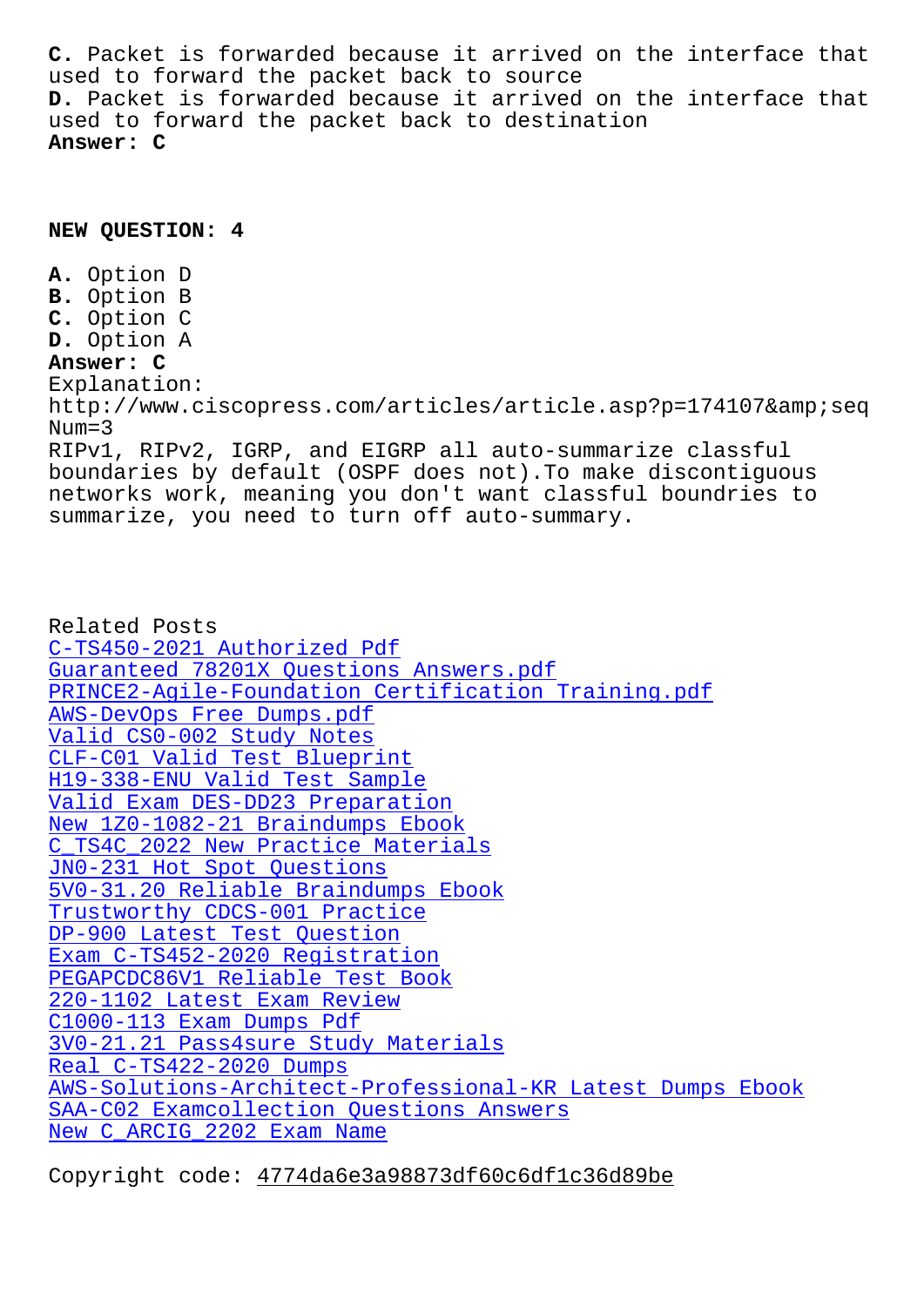**C.** Packet is forwarded because it arrived on the interface that used to forward the packet back to source
**D.** Packet is forwarded because it arrived on the interface that used to forward the packet back to destination
**Answer: C**

**NEW QUESTION: 4**

**A.** Option D
**B.** Option B
**C.** Option C
**D.** Option A
**Answer: C**
Explanation:
http://www.ciscopress.com/articles/article.asp?p=174107&amp;seqNum=3
RIPv1, RIPv2, IGRP, and EIGRP all auto-summarize classful boundaries by default (OSPF does not).To make discontiguous networks work, meaning you don't want classful boundries to summarize, you need to turn off auto-summary.

Related Posts
C-TS450-2021 Authorized Pdf
Guaranteed 78201X Questions Answers.pdf
PRINCE2-Agile-Foundation Certification Training.pdf
AWS-DevOps Free Dumps.pdf
Valid CS0-002 Study Notes
CLF-C01 Valid Test Blueprint
H19-338-ENU Valid Test Sample
Valid Exam DES-DD23 Preparation
New 1Z0-1082-21 Braindumps Ebook
C_TS4C_2022 New Practice Materials
JN0-231 Hot Spot Questions
5V0-31.20 Reliable Braindumps Ebook
Trustworthy CDCS-001 Practice
DP-900 Latest Test Question
Exam C-TS452-2020 Registration
PEGAPCDC86V1 Reliable Test Book
220-1102 Latest Exam Review
C1000-113 Exam Dumps Pdf
3V0-21.21 Pass4sure Study Materials
Real C-TS422-2020 Dumps
AWS-Solutions-Architect-Professional-KR Latest Dumps Ebook
SAA-C02 Examcollection Questions Answers
New C_ARCIG_2202 Exam Name

Copyright code: 4774da6e3a98873df60c6df1c36d89be